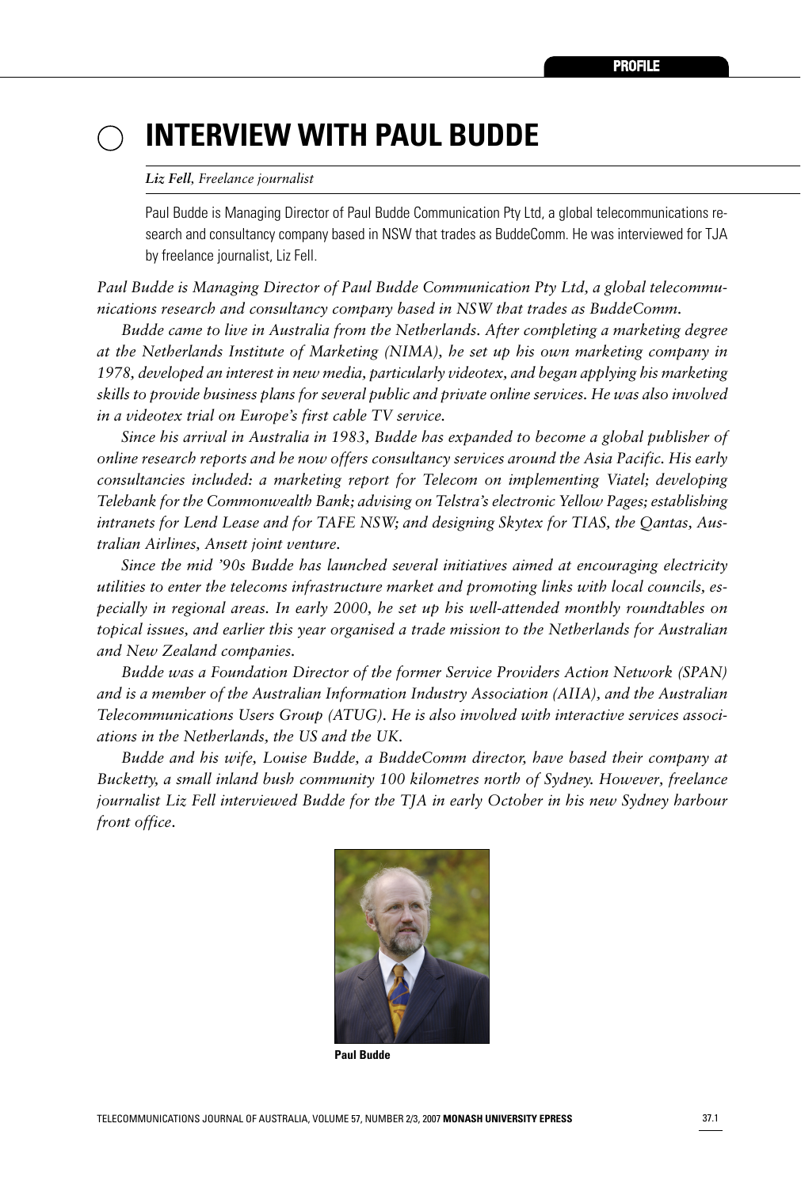PROFILE

# INTERVIEW WITH PAUL BUDDE

***Liz Fell**, Freelance journalist*

Paul Budde is Managing Director of Paul Budde Communication Pty Ltd, a global telecommunications research and consultancy company based in NSW that trades as BuddeComm. He was interviewed for TJA by freelance journalist, Liz Fell.

*Paul Budde is Managing Director of Paul Budde Communication Pty Ltd, a global telecommunications research and consultancy company based in NSW that trades as BuddeComm.*

*Budde came to live in Australia from the Netherlands. After completing a marketing degree at the Netherlands Institute of Marketing (NIMA), he set up his own marketing company in 1978, developed an interest in new media, particularly videotex, and began applying his marketing skills to provide business plans for several public and private online services. He was also involved in a videotex trial on Europe's first cable TV service.*

*Since his arrival in Australia in 1983, Budde has expanded to become a global publisher of online research reports and he now offers consultancy services around the Asia Pacific. His early consultancies included: a marketing report for Telecom on implementing Viatel; developing Telebank for the Commonwealth Bank; advising on Telstra's electronic Yellow Pages; establishing intranets for Lend Lease and for TAFE NSW; and designing Skytex for TIAS, the Qantas, Australian Airlines, Ansett joint venture.*

*Since the mid '90s Budde has launched several initiatives aimed at encouraging electricity utilities to enter the telecoms infrastructure market and promoting links with local councils, especially in regional areas. In early 2000, he set up his well-attended monthly roundtables on topical issues, and earlier this year organised a trade mission to the Netherlands for Australian and New Zealand companies.*

*Budde was a Foundation Director of the former Service Providers Action Network (SPAN) and is a member of the Australian Information Industry Association (AIIA), and the Australian Telecommunications Users Group (ATUG). He is also involved with interactive services associations in the Netherlands, the US and the UK.*

*Budde and his wife, Louise Budde, a BuddeComm director, have based their company at Bucketty, a small inland bush community 100 kilometres north of Sydney. However, freelance journalist Liz Fell interviewed Budde for the TJA in early October in his new Sydney harbour front office.*

**Paul Budde**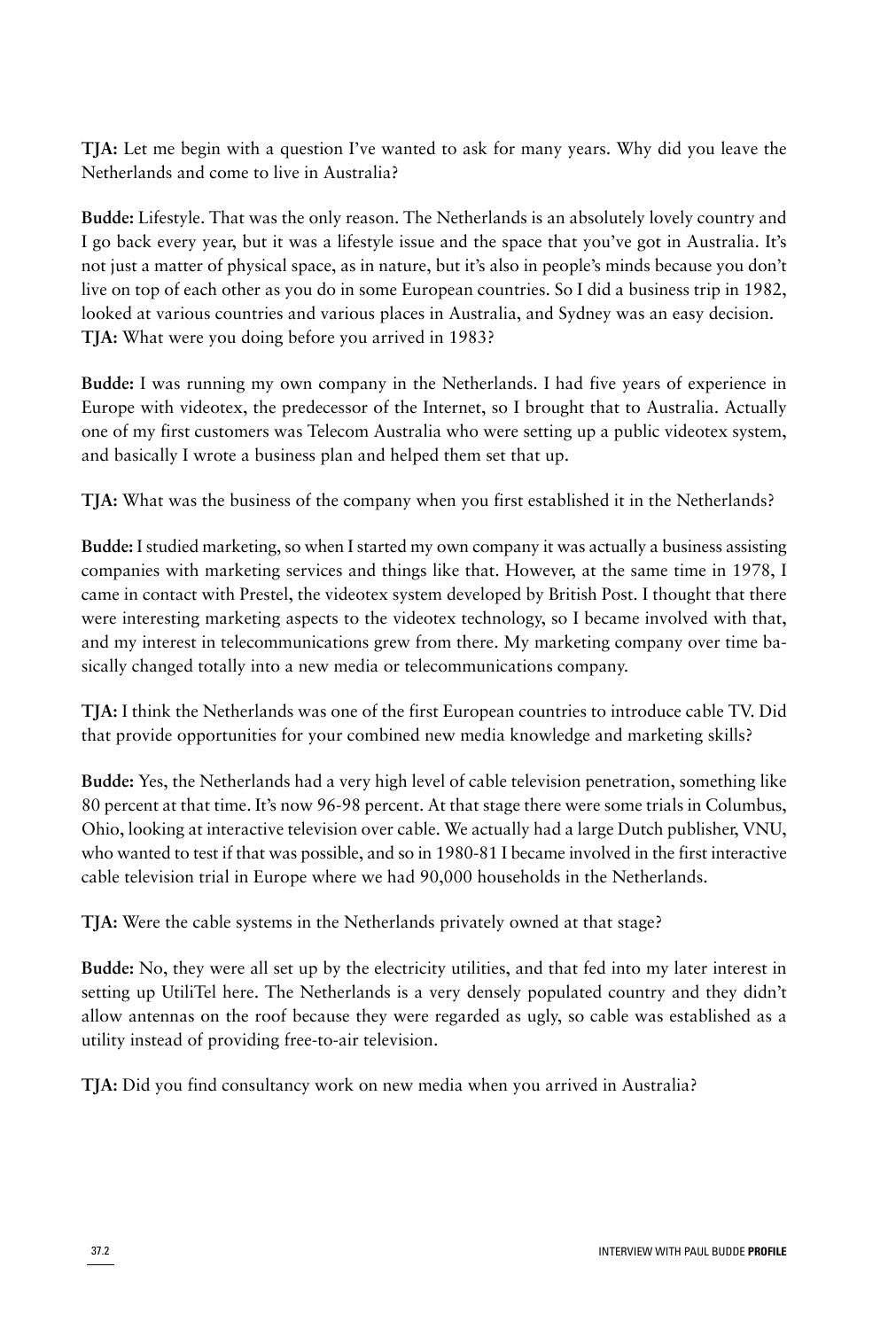**TJA:** Let me begin with a question I've wanted to ask for many years. Why did you leave the Netherlands and come to live in Australia?

**Budde:** Lifestyle. That was the only reason. The Netherlands is an absolutely lovely country and I go back every year, but it was a lifestyle issue and the space that you've got in Australia. It's not just a matter of physical space, as in nature, but it's also in people's minds because you don't live on top of each other as you do in some European countries. So I did a business trip in 1982, looked at various countries and various places in Australia, and Sydney was an easy decision.

**TJA:** What were you doing before you arrived in 1983?

**Budde:** I was running my own company in the Netherlands. I had five years of experience in Europe with videotex, the predecessor of the Internet, so I brought that to Australia. Actually one of my first customers was Telecom Australia who were setting up a public videotex system, and basically I wrote a business plan and helped them set that up.

**TJA:** What was the business of the company when you first established it in the Netherlands?

**Budde:** I studied marketing, so when I started my own company it was actually a business assisting companies with marketing services and things like that. However, at the same time in 1978, I came in contact with Prestel, the videotex system developed by British Post. I thought that there were interesting marketing aspects to the videotex technology, so I became involved with that, and my interest in telecommunications grew from there. My marketing company over time basically changed totally into a new media or telecommunications company.

**TJA:** I think the Netherlands was one of the first European countries to introduce cable TV. Did that provide opportunities for your combined new media knowledge and marketing skills?

**Budde:** Yes, the Netherlands had a very high level of cable television penetration, something like 80 percent at that time. It's now 96-98 percent. At that stage there were some trials in Columbus, Ohio, looking at interactive television over cable. We actually had a large Dutch publisher, VNU, who wanted to test if that was possible, and so in 1980-81 I became involved in the first interactive cable television trial in Europe where we had 90,000 households in the Netherlands.

**TJA:** Were the cable systems in the Netherlands privately owned at that stage?

**Budde:** No, they were all set up by the electricity utilities, and that fed into my later interest in setting up UtiliTel here. The Netherlands is a very densely populated country and they didn't allow antennas on the roof because they were regarded as ugly, so cable was established as a utility instead of providing free-to-air television.

**TJA:** Did you find consultancy work on new media when you arrived in Australia?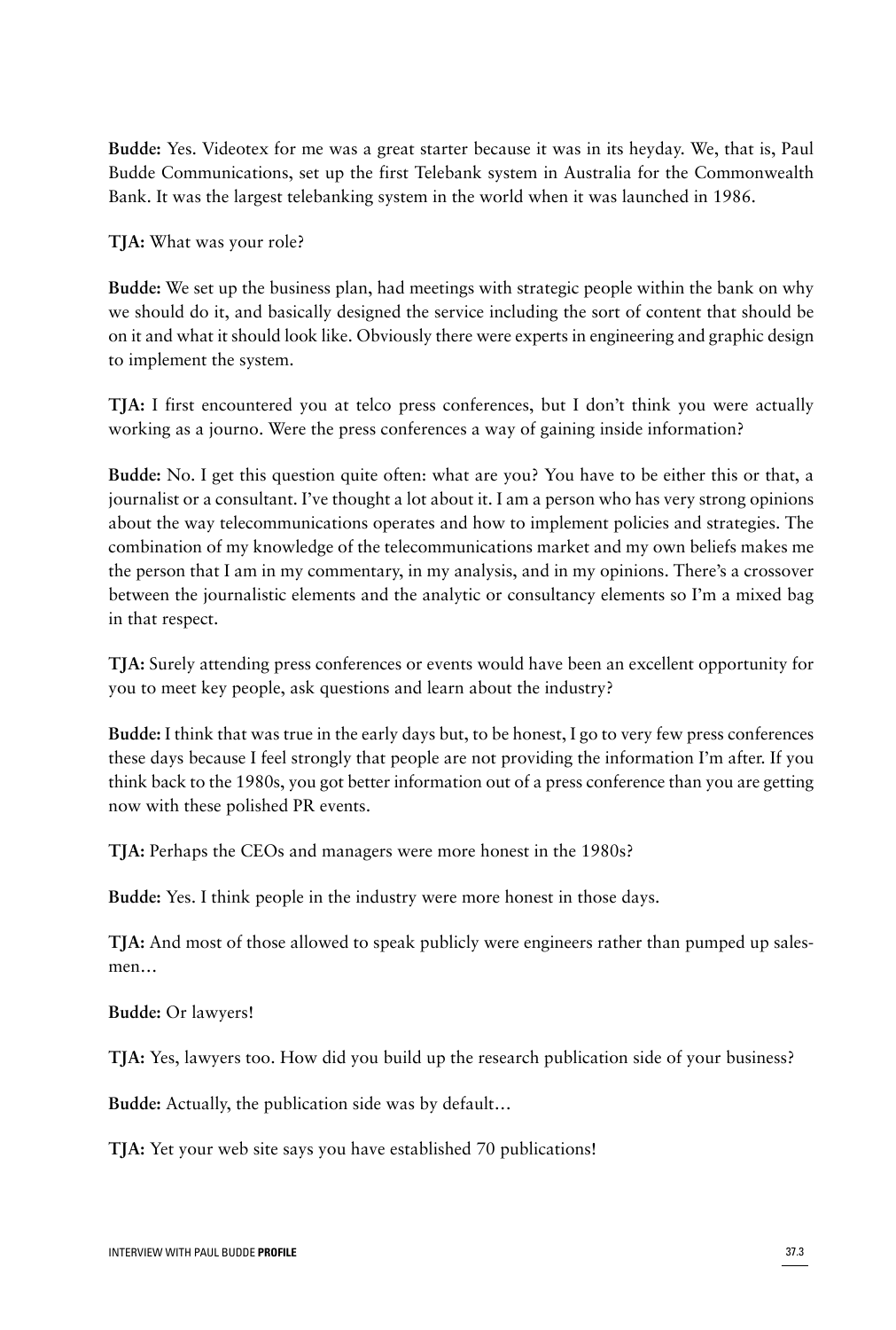**Budde:** Yes. Videotex for me was a great starter because it was in its heyday. We, that is, Paul Budde Communications, set up the first Telebank system in Australia for the Commonwealth Bank. It was the largest telebanking system in the world when it was launched in 1986.

**TJA:** What was your role?

**Budde:** We set up the business plan, had meetings with strategic people within the bank on why we should do it, and basically designed the service including the sort of content that should be on it and what it should look like. Obviously there were experts in engineering and graphic design to implement the system.

**TJA:** I first encountered you at telco press conferences, but I don't think you were actually working as a journo. Were the press conferences a way of gaining inside information?

**Budde:** No. I get this question quite often: what are you? You have to be either this or that, a journalist or a consultant. I've thought a lot about it. I am a person who has very strong opinions about the way telecommunications operates and how to implement policies and strategies. The combination of my knowledge of the telecommunications market and my own beliefs makes me the person that I am in my commentary, in my analysis, and in my opinions. There's a crossover between the journalistic elements and the analytic or consultancy elements so I'm a mixed bag in that respect.

**TJA:** Surely attending press conferences or events would have been an excellent opportunity for you to meet key people, ask questions and learn about the industry?

**Budde:** I think that was true in the early days but, to be honest, I go to very few press conferences these days because I feel strongly that people are not providing the information I'm after. If you think back to the 1980s, you got better information out of a press conference than you are getting now with these polished PR events.

**TJA:** Perhaps the CEOs and managers were more honest in the 1980s?

**Budde:** Yes. I think people in the industry were more honest in those days.

**TJA:** And most of those allowed to speak publicly were engineers rather than pumped up salesmen…

**Budde:** Or lawyers!

**TJA:** Yes, lawyers too. How did you build up the research publication side of your business?

**Budde:** Actually, the publication side was by default…

**TJA:** Yet your web site says you have established 70 publications!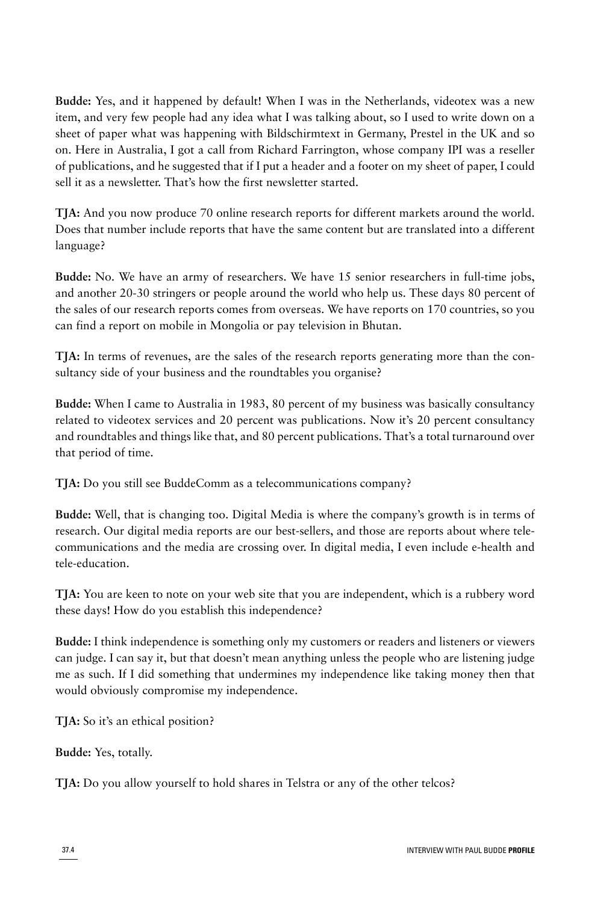**Budde:** Yes, and it happened by default! When I was in the Netherlands, videotex was a new item, and very few people had any idea what I was talking about, so I used to write down on a sheet of paper what was happening with Bildschirmtext in Germany, Prestel in the UK and so on. Here in Australia, I got a call from Richard Farrington, whose company IPI was a reseller of publications, and he suggested that if I put a header and a footer on my sheet of paper, I could sell it as a newsletter. That's how the first newsletter started.

**TJA:** And you now produce 70 online research reports for different markets around the world. Does that number include reports that have the same content but are translated into a different language?

**Budde:** No. We have an army of researchers. We have 15 senior researchers in full-time jobs, and another 20-30 stringers or people around the world who help us. These days 80 percent of the sales of our research reports comes from overseas. We have reports on 170 countries, so you can find a report on mobile in Mongolia or pay television in Bhutan.

**TJA:** In terms of revenues, are the sales of the research reports generating more than the consultancy side of your business and the roundtables you organise?

**Budde:** When I came to Australia in 1983, 80 percent of my business was basically consultancy related to videotex services and 20 percent was publications. Now it's 20 percent consultancy and roundtables and things like that, and 80 percent publications. That's a total turnaround over that period of time.

**TJA:** Do you still see BuddeComm as a telecommunications company?

**Budde:** Well, that is changing too. Digital Media is where the company's growth is in terms of research. Our digital media reports are our best-sellers, and those are reports about where telecommunications and the media are crossing over. In digital media, I even include e-health and tele-education.

**TJA:** You are keen to note on your web site that you are independent, which is a rubbery word these days! How do you establish this independence?

**Budde:** I think independence is something only my customers or readers and listeners or viewers can judge. I can say it, but that doesn't mean anything unless the people who are listening judge me as such. If I did something that undermines my independence like taking money then that would obviously compromise my independence.

**TJA:** So it's an ethical position?

**Budde:** Yes, totally.

**TJA:** Do you allow yourself to hold shares in Telstra or any of the other telcos?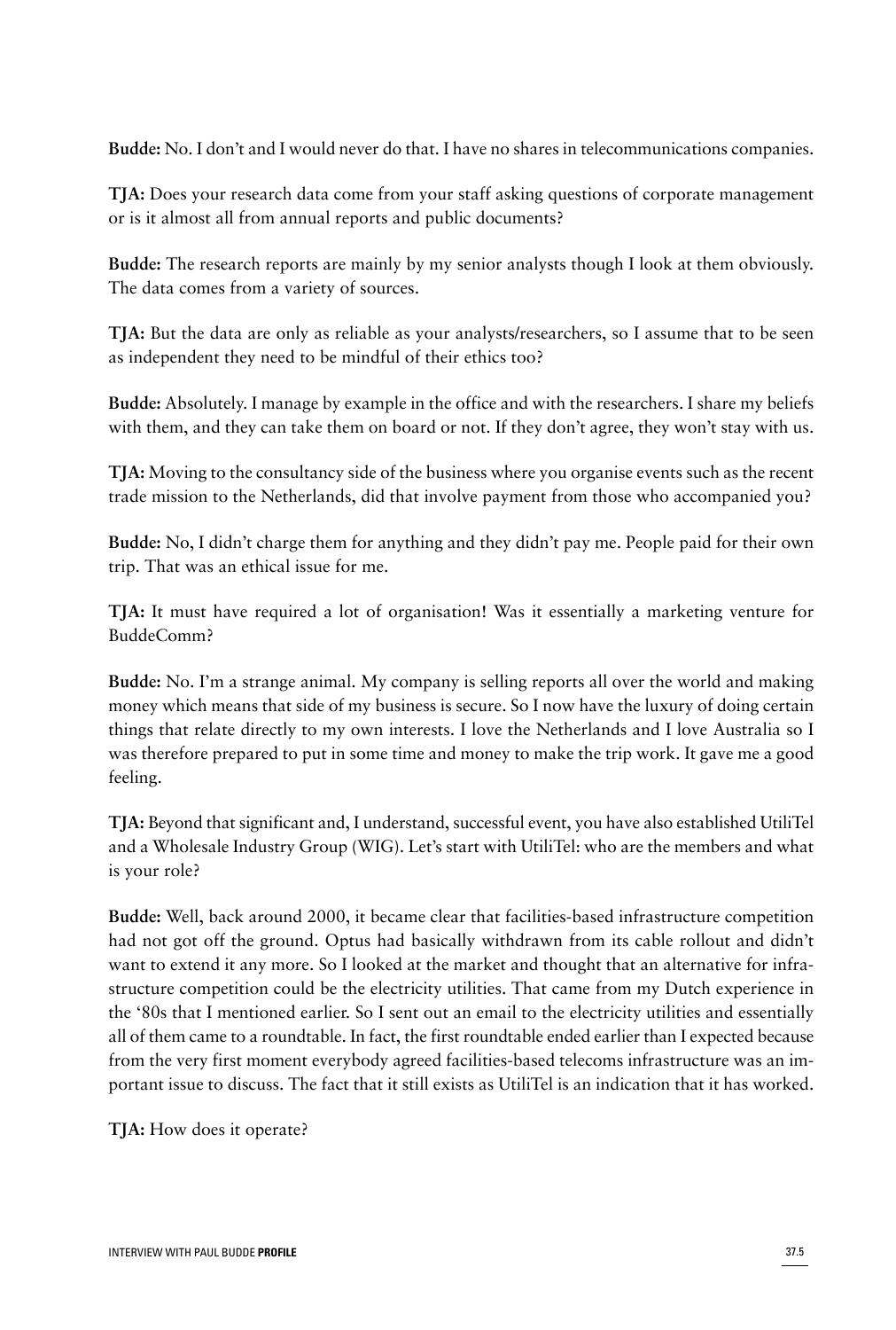**Budde:** No. I don't and I would never do that. I have no shares in telecommunications companies.

**TJA:** Does your research data come from your staff asking questions of corporate management or is it almost all from annual reports and public documents?

**Budde:** The research reports are mainly by my senior analysts though I look at them obviously. The data comes from a variety of sources.

**TJA:** But the data are only as reliable as your analysts/researchers, so I assume that to be seen as independent they need to be mindful of their ethics too?

**Budde:** Absolutely. I manage by example in the office and with the researchers. I share my beliefs with them, and they can take them on board or not. If they don't agree, they won't stay with us.

**TJA:** Moving to the consultancy side of the business where you organise events such as the recent trade mission to the Netherlands, did that involve payment from those who accompanied you?

**Budde:** No, I didn't charge them for anything and they didn't pay me. People paid for their own trip. That was an ethical issue for me.

**TJA:** It must have required a lot of organisation! Was it essentially a marketing venture for BuddeComm?

**Budde:** No. I'm a strange animal. My company is selling reports all over the world and making money which means that side of my business is secure. So I now have the luxury of doing certain things that relate directly to my own interests. I love the Netherlands and I love Australia so I was therefore prepared to put in some time and money to make the trip work. It gave me a good feeling.

**TJA:** Beyond that significant and, I understand, successful event, you have also established UtiliTel and a Wholesale Industry Group (WIG). Let's start with UtiliTel: who are the members and what is your role?

**Budde:** Well, back around 2000, it became clear that facilities-based infrastructure competition had not got off the ground. Optus had basically withdrawn from its cable rollout and didn't want to extend it any more. So I looked at the market and thought that an alternative for infrastructure competition could be the electricity utilities. That came from my Dutch experience in the '80s that I mentioned earlier. So I sent out an email to the electricity utilities and essentially all of them came to a roundtable. In fact, the first roundtable ended earlier than I expected because from the very first moment everybody agreed facilities-based telecoms infrastructure was an important issue to discuss. The fact that it still exists as UtiliTel is an indication that it has worked.

**TJA:** How does it operate?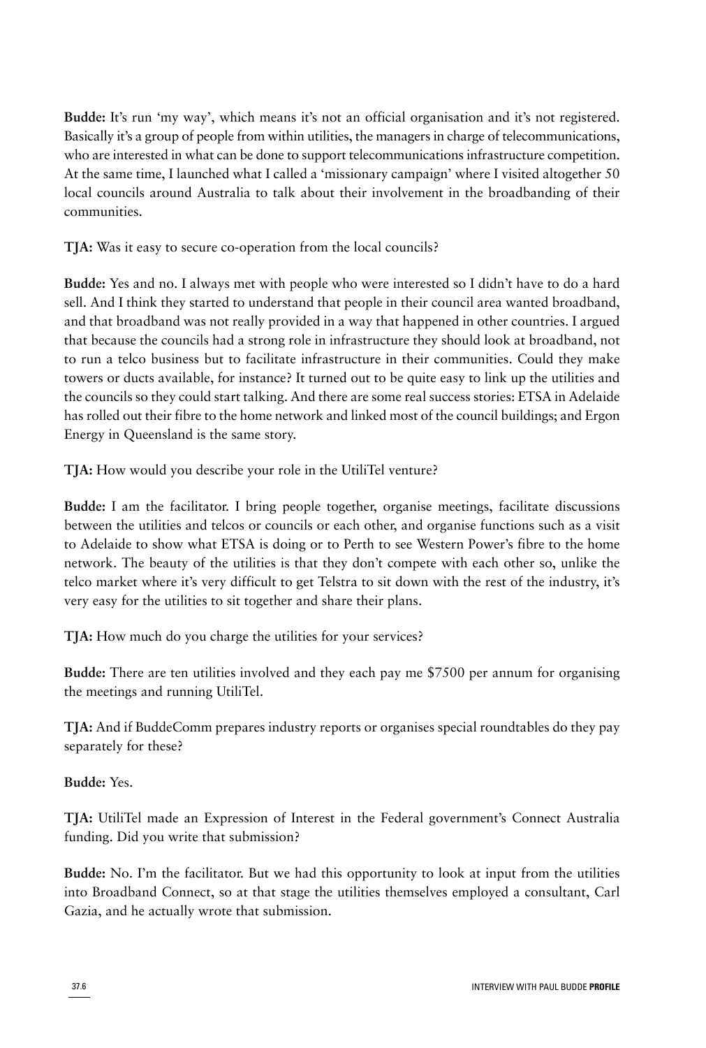**Budde:** It's run 'my way', which means it's not an official organisation and it's not registered. Basically it's a group of people from within utilities, the managers in charge of telecommunications, who are interested in what can be done to support telecommunications infrastructure competition. At the same time, I launched what I called a 'missionary campaign' where I visited altogether 50 local councils around Australia to talk about their involvement in the broadbanding of their communities.

**TJA:** Was it easy to secure co-operation from the local councils?

**Budde:** Yes and no. I always met with people who were interested so I didn't have to do a hard sell. And I think they started to understand that people in their council area wanted broadband, and that broadband was not really provided in a way that happened in other countries. I argued that because the councils had a strong role in infrastructure they should look at broadband, not to run a telco business but to facilitate infrastructure in their communities. Could they make towers or ducts available, for instance? It turned out to be quite easy to link up the utilities and the councils so they could start talking. And there are some real success stories: ETSA in Adelaide has rolled out their fibre to the home network and linked most of the council buildings; and Ergon Energy in Queensland is the same story.

**TJA:** How would you describe your role in the UtiliTel venture?

**Budde:** I am the facilitator. I bring people together, organise meetings, facilitate discussions between the utilities and telcos or councils or each other, and organise functions such as a visit to Adelaide to show what ETSA is doing or to Perth to see Western Power's fibre to the home network. The beauty of the utilities is that they don't compete with each other so, unlike the telco market where it's very difficult to get Telstra to sit down with the rest of the industry, it's very easy for the utilities to sit together and share their plans.

**TJA:** How much do you charge the utilities for your services?

**Budde:** There are ten utilities involved and they each pay me $7500 per annum for organising the meetings and running UtiliTel.

**TJA:** And if BuddeComm prepares industry reports or organises special roundtables do they pay separately for these?

**Budde:** Yes.

**TJA:** UtiliTel made an Expression of Interest in the Federal government's Connect Australia funding. Did you write that submission?

**Budde:** No. I'm the facilitator. But we had this opportunity to look at input from the utilities into Broadband Connect, so at that stage the utilities themselves employed a consultant, Carl Gazia, and he actually wrote that submission.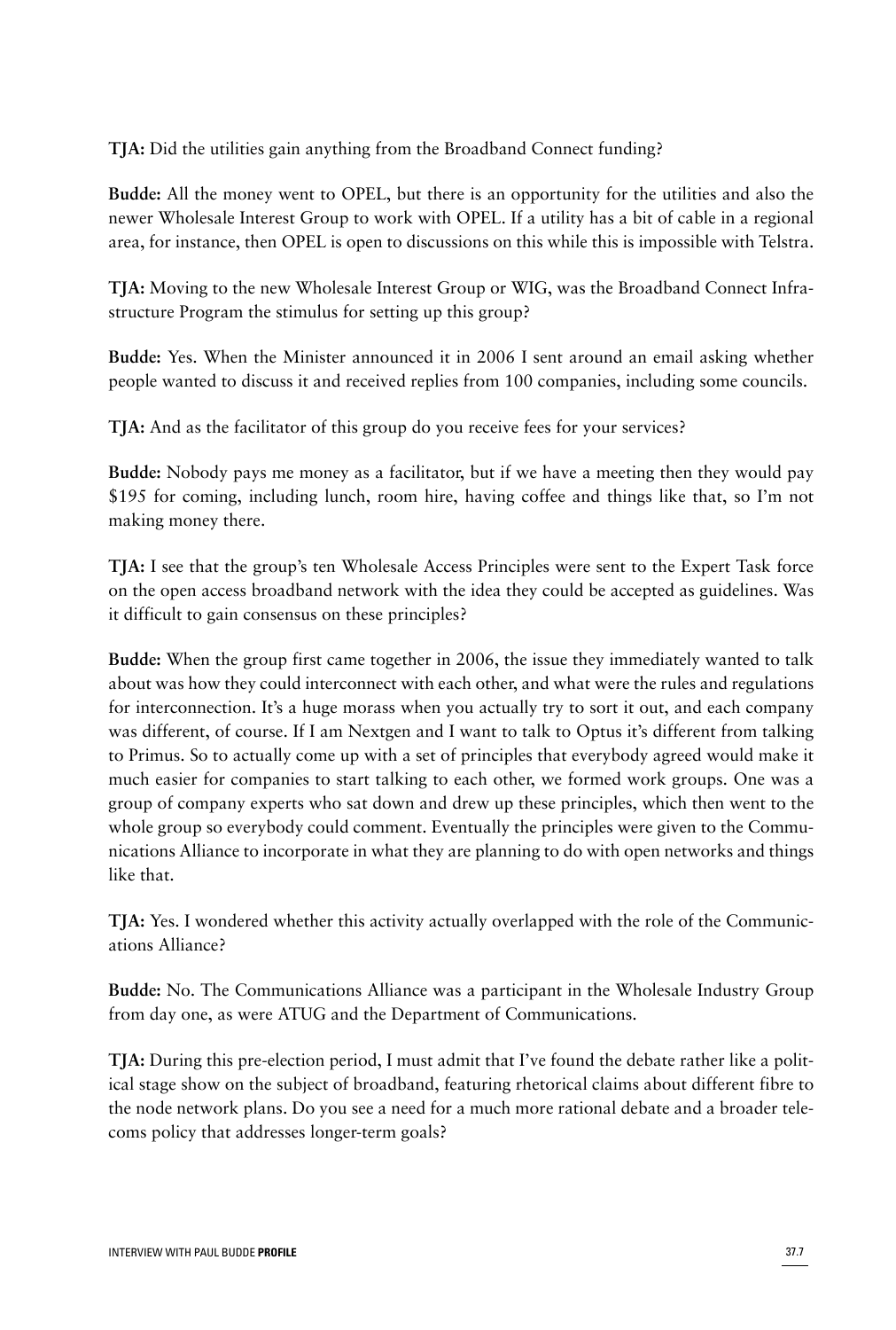**TJA:** Did the utilities gain anything from the Broadband Connect funding?

**Budde:** All the money went to OPEL, but there is an opportunity for the utilities and also the newer Wholesale Interest Group to work with OPEL. If a utility has a bit of cable in a regional area, for instance, then OPEL is open to discussions on this while this is impossible with Telstra.

**TJA:** Moving to the new Wholesale Interest Group or WIG, was the Broadband Connect Infrastructure Program the stimulus for setting up this group?

**Budde:** Yes. When the Minister announced it in 2006 I sent around an email asking whether people wanted to discuss it and received replies from 100 companies, including some councils.

**TJA:** And as the facilitator of this group do you receive fees for your services?

**Budde:** Nobody pays me money as a facilitator, but if we have a meeting then they would pay $195 for coming, including lunch, room hire, having coffee and things like that, so I'm not making money there.

**TJA:** I see that the group's ten Wholesale Access Principles were sent to the Expert Task force on the open access broadband network with the idea they could be accepted as guidelines. Was it difficult to gain consensus on these principles?

**Budde:** When the group first came together in 2006, the issue they immediately wanted to talk about was how they could interconnect with each other, and what were the rules and regulations for interconnection. It's a huge morass when you actually try to sort it out, and each company was different, of course. If I am Nextgen and I want to talk to Optus it's different from talking to Primus. So to actually come up with a set of principles that everybody agreed would make it much easier for companies to start talking to each other, we formed work groups. One was a group of company experts who sat down and drew up these principles, which then went to the whole group so everybody could comment. Eventually the principles were given to the Communications Alliance to incorporate in what they are planning to do with open networks and things like that.

**TJA:** Yes. I wondered whether this activity actually overlapped with the role of the Communications Alliance?

**Budde:** No. The Communications Alliance was a participant in the Wholesale Industry Group from day one, as were ATUG and the Department of Communications.

**TJA:** During this pre-election period, I must admit that I've found the debate rather like a political stage show on the subject of broadband, featuring rhetorical claims about different fibre to the node network plans. Do you see a need for a much more rational debate and a broader telecoms policy that addresses longer-term goals?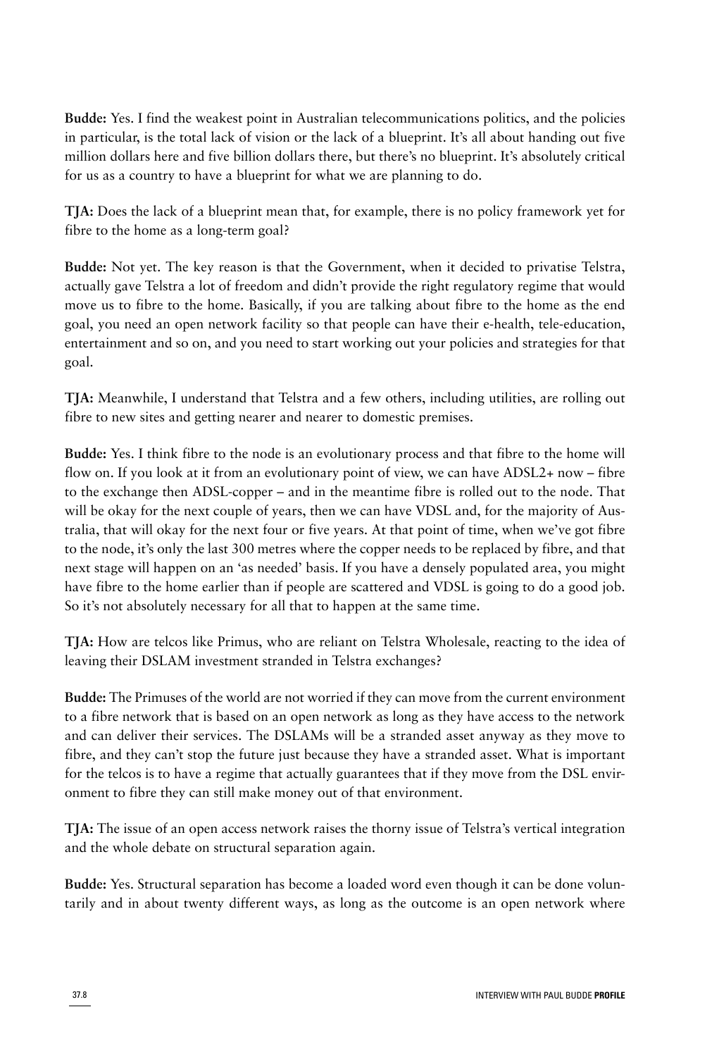**Budde:** Yes. I find the weakest point in Australian telecommunications politics, and the policies in particular, is the total lack of vision or the lack of a blueprint. It's all about handing out five million dollars here and five billion dollars there, but there's no blueprint. It's absolutely critical for us as a country to have a blueprint for what we are planning to do.

**TJA:** Does the lack of a blueprint mean that, for example, there is no policy framework yet for fibre to the home as a long-term goal?

**Budde:** Not yet. The key reason is that the Government, when it decided to privatise Telstra, actually gave Telstra a lot of freedom and didn't provide the right regulatory regime that would move us to fibre to the home. Basically, if you are talking about fibre to the home as the end goal, you need an open network facility so that people can have their e-health, tele-education, entertainment and so on, and you need to start working out your policies and strategies for that goal.

**TJA:** Meanwhile, I understand that Telstra and a few others, including utilities, are rolling out fibre to new sites and getting nearer and nearer to domestic premises.

**Budde:** Yes. I think fibre to the node is an evolutionary process and that fibre to the home will flow on. If you look at it from an evolutionary point of view, we can have ADSL2+ now – fibre to the exchange then ADSL-copper – and in the meantime fibre is rolled out to the node. That will be okay for the next couple of years, then we can have VDSL and, for the majority of Australia, that will okay for the next four or five years. At that point of time, when we've got fibre to the node, it's only the last 300 metres where the copper needs to be replaced by fibre, and that next stage will happen on an 'as needed' basis. If you have a densely populated area, you might have fibre to the home earlier than if people are scattered and VDSL is going to do a good job. So it's not absolutely necessary for all that to happen at the same time.

**TJA:** How are telcos like Primus, who are reliant on Telstra Wholesale, reacting to the idea of leaving their DSLAM investment stranded in Telstra exchanges?

**Budde:** The Primuses of the world are not worried if they can move from the current environment to a fibre network that is based on an open network as long as they have access to the network and can deliver their services. The DSLAMs will be a stranded asset anyway as they move to fibre, and they can't stop the future just because they have a stranded asset. What is important for the telcos is to have a regime that actually guarantees that if they move from the DSL environment to fibre they can still make money out of that environment.

**TJA:** The issue of an open access network raises the thorny issue of Telstra's vertical integration and the whole debate on structural separation again.

**Budde:** Yes. Structural separation has become a loaded word even though it can be done voluntarily and in about twenty different ways, as long as the outcome is an open network where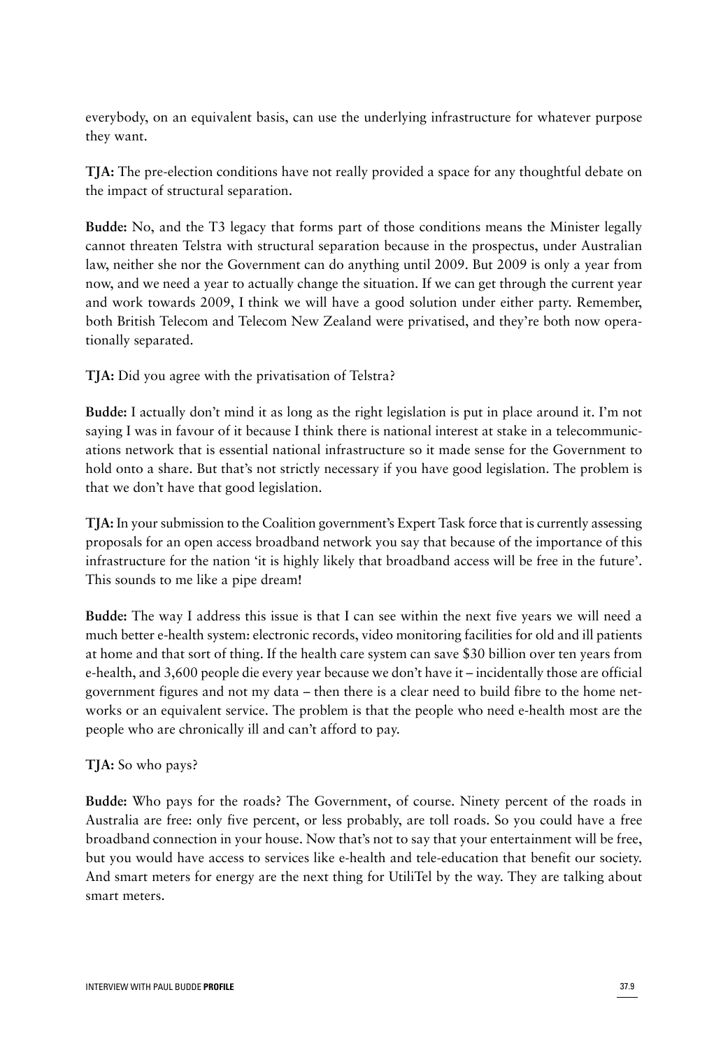everybody, on an equivalent basis, can use the underlying infrastructure for whatever purpose they want.

**TJA:** The pre-election conditions have not really provided a space for any thoughtful debate on the impact of structural separation.

**Budde:** No, and the T3 legacy that forms part of those conditions means the Minister legally cannot threaten Telstra with structural separation because in the prospectus, under Australian law, neither she nor the Government can do anything until 2009. But 2009 is only a year from now, and we need a year to actually change the situation. If we can get through the current year and work towards 2009, I think we will have a good solution under either party. Remember, both British Telecom and Telecom New Zealand were privatised, and they're both now operationally separated.

**TJA:** Did you agree with the privatisation of Telstra?

**Budde:** I actually don't mind it as long as the right legislation is put in place around it. I'm not saying I was in favour of it because I think there is national interest at stake in a telecommunications network that is essential national infrastructure so it made sense for the Government to hold onto a share. But that's not strictly necessary if you have good legislation. The problem is that we don't have that good legislation.

**TJA:** In your submission to the Coalition government's Expert Task force that is currently assessing proposals for an open access broadband network you say that because of the importance of this infrastructure for the nation 'it is highly likely that broadband access will be free in the future'. This sounds to me like a pipe dream!

**Budde:** The way I address this issue is that I can see within the next five years we will need a much better e-health system: electronic records, video monitoring facilities for old and ill patients at home and that sort of thing. If the health care system can save $30 billion over ten years from e-health, and 3,600 people die every year because we don't have it – incidentally those are official government figures and not my data – then there is a clear need to build fibre to the home networks or an equivalent service. The problem is that the people who need e-health most are the people who are chronically ill and can't afford to pay.

**TJA:** So who pays?

**Budde:** Who pays for the roads? The Government, of course. Ninety percent of the roads in Australia are free: only five percent, or less probably, are toll roads. So you could have a free broadband connection in your house. Now that's not to say that your entertainment will be free, but you would have access to services like e-health and tele-education that benefit our society. And smart meters for energy are the next thing for UtiliTel by the way. They are talking about smart meters.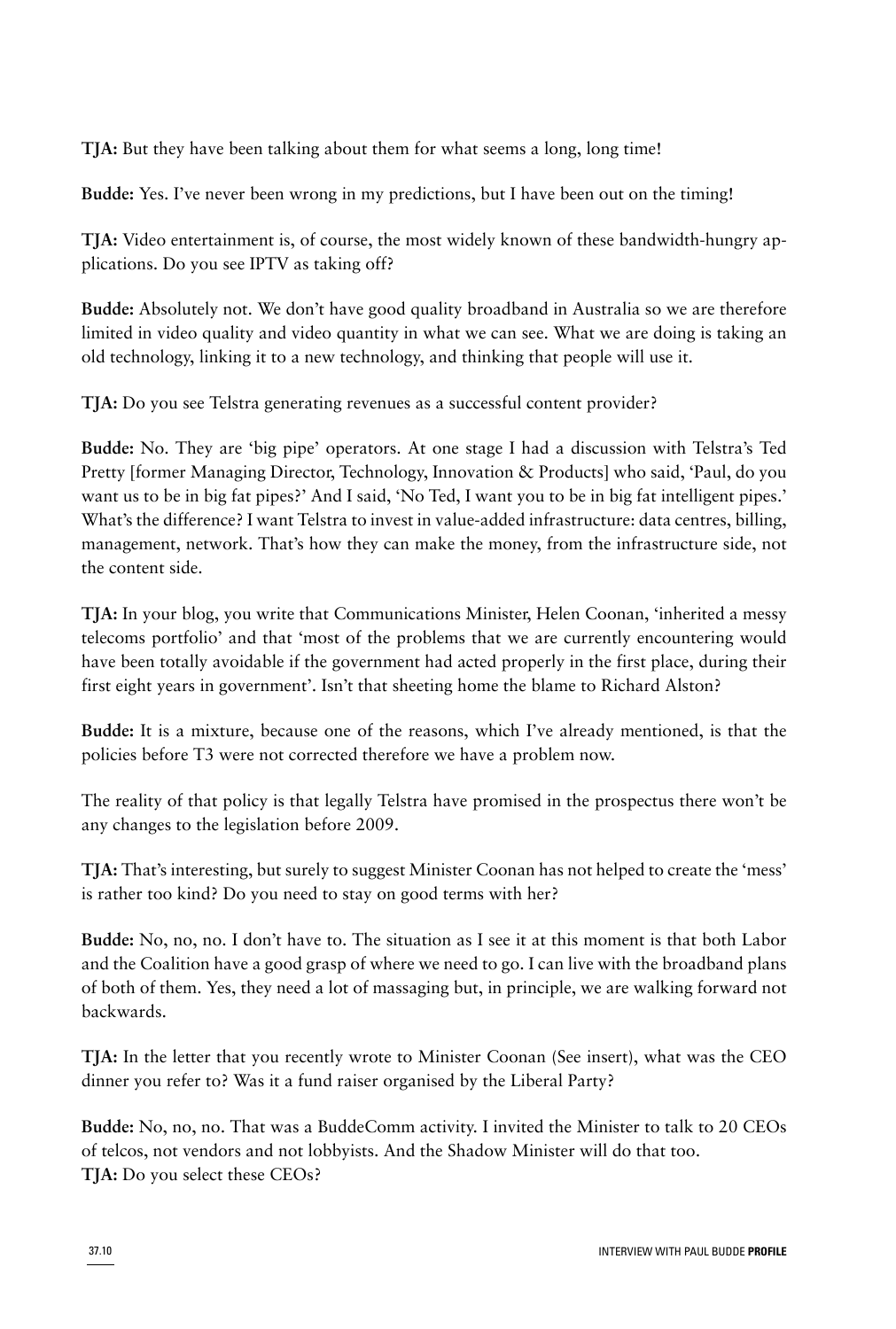**TJA:** But they have been talking about them for what seems a long, long time!

**Budde:** Yes. I've never been wrong in my predictions, but I have been out on the timing!

**TJA:** Video entertainment is, of course, the most widely known of these bandwidth-hungry applications. Do you see IPTV as taking off?

**Budde:** Absolutely not. We don't have good quality broadband in Australia so we are therefore limited in video quality and video quantity in what we can see. What we are doing is taking an old technology, linking it to a new technology, and thinking that people will use it.

**TJA:** Do you see Telstra generating revenues as a successful content provider?

**Budde:** No. They are 'big pipe' operators. At one stage I had a discussion with Telstra's Ted Pretty [former Managing Director, Technology, Innovation & Products] who said, 'Paul, do you want us to be in big fat pipes?' And I said, 'No Ted, I want you to be in big fat intelligent pipes.' What's the difference? I want Telstra to invest in value-added infrastructure: data centres, billing, management, network. That's how they can make the money, from the infrastructure side, not the content side.

**TJA:** In your blog, you write that Communications Minister, Helen Coonan, 'inherited a messy telecoms portfolio' and that 'most of the problems that we are currently encountering would have been totally avoidable if the government had acted properly in the first place, during their first eight years in government'. Isn't that sheeting home the blame to Richard Alston?

**Budde:** It is a mixture, because one of the reasons, which I've already mentioned, is that the policies before T3 were not corrected therefore we have a problem now.

The reality of that policy is that legally Telstra have promised in the prospectus there won't be any changes to the legislation before 2009.

**TJA:** That's interesting, but surely to suggest Minister Coonan has not helped to create the 'mess' is rather too kind? Do you need to stay on good terms with her?

**Budde:** No, no, no. I don't have to. The situation as I see it at this moment is that both Labor and the Coalition have a good grasp of where we need to go. I can live with the broadband plans of both of them. Yes, they need a lot of massaging but, in principle, we are walking forward not backwards.

**TJA:** In the letter that you recently wrote to Minister Coonan (See insert), what was the CEO dinner you refer to? Was it a fund raiser organised by the Liberal Party?

**Budde:** No, no, no. That was a BuddeComm activity. I invited the Minister to talk to 20 CEOs of telcos, not vendors and not lobbyists. And the Shadow Minister will do that too.

**TJA:** Do you select these CEOs?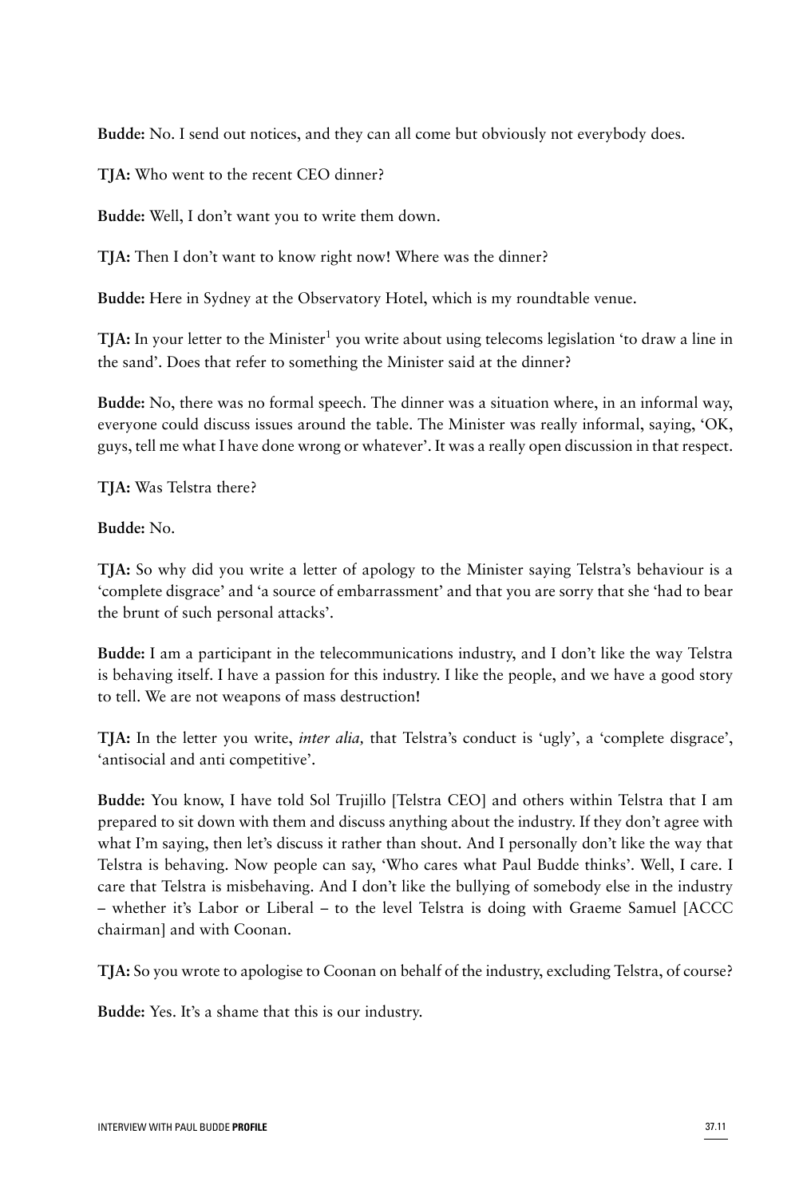**Budde:** No. I send out notices, and they can all come but obviously not everybody does.

**TJA:** Who went to the recent CEO dinner?

**Budde:** Well, I don't want you to write them down.

**TJA:** Then I don't want to know right now! Where was the dinner?

**Budde:** Here in Sydney at the Observatory Hotel, which is my roundtable venue.

**TJA:** In your letter to the Minister[1] you write about using telecoms legislation 'to draw a line in the sand'. Does that refer to something the Minister said at the dinner?

**Budde:** No, there was no formal speech. The dinner was a situation where, in an informal way, everyone could discuss issues around the table. The Minister was really informal, saying, 'OK, guys, tell me what I have done wrong or whatever'. It was a really open discussion in that respect.

**TJA:** Was Telstra there?

**Budde:** No.

**TJA:** So why did you write a letter of apology to the Minister saying Telstra's behaviour is a 'complete disgrace' and 'a source of embarrassment' and that you are sorry that she 'had to bear the brunt of such personal attacks'.

**Budde:** I am a participant in the telecommunications industry, and I don't like the way Telstra is behaving itself. I have a passion for this industry. I like the people, and we have a good story to tell. We are not weapons of mass destruction!

**TJA:** In the letter you write, *inter alia,* that Telstra's conduct is 'ugly', a 'complete disgrace', 'antisocial and anti competitive'.

**Budde:** You know, I have told Sol Trujillo [Telstra CEO] and others within Telstra that I am prepared to sit down with them and discuss anything about the industry. If they don't agree with what I'm saying, then let's discuss it rather than shout. And I personally don't like the way that Telstra is behaving. Now people can say, 'Who cares what Paul Budde thinks'. Well, I care. I care that Telstra is misbehaving. And I don't like the bullying of somebody else in the industry – whether it's Labor or Liberal – to the level Telstra is doing with Graeme Samuel [ACCC chairman] and with Coonan.

**TJA:** So you wrote to apologise to Coonan on behalf of the industry, excluding Telstra, of course?

**Budde:** Yes. It's a shame that this is our industry.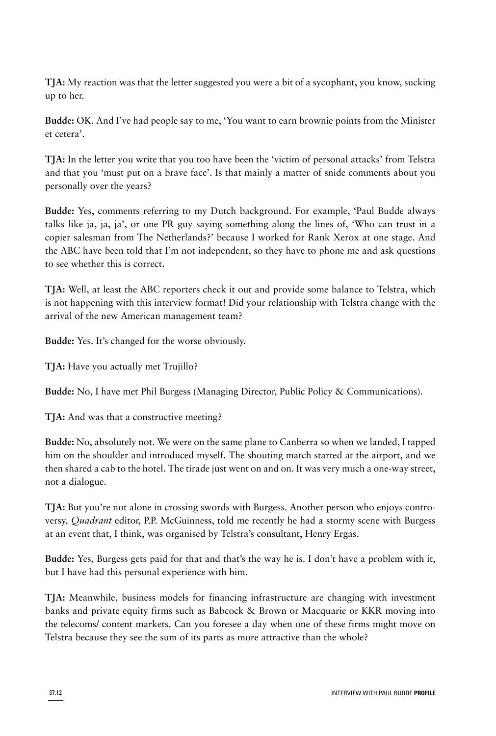**TJA:** My reaction was that the letter suggested you were a bit of a sycophant, you know, sucking up to her.

**Budde:** OK. And I've had people say to me, 'You want to earn brownie points from the Minister et cetera'.

**TJA:** In the letter you write that you too have been the 'victim of personal attacks' from Telstra and that you 'must put on a brave face'. Is that mainly a matter of snide comments about you personally over the years?

**Budde:** Yes, comments referring to my Dutch background. For example, 'Paul Budde always talks like ja, ja, ja', or one PR guy saying something along the lines of, 'Who can trust in a copier salesman from The Netherlands?' because I worked for Rank Xerox at one stage. And the ABC have been told that I'm not independent, so they have to phone me and ask questions to see whether this is correct.

**TJA:** Well, at least the ABC reporters check it out and provide some balance to Telstra, which is not happening with this interview format! Did your relationship with Telstra change with the arrival of the new American management team?

**Budde:** Yes. It's changed for the worse obviously.

**TJA:** Have you actually met Trujillo?

**Budde:** No, I have met Phil Burgess (Managing Director, Public Policy & Communications).

**TJA:** And was that a constructive meeting?

**Budde:** No, absolutely not. We were on the same plane to Canberra so when we landed, I tapped him on the shoulder and introduced myself. The shouting match started at the airport, and we then shared a cab to the hotel. The tirade just went on and on. It was very much a one-way street, not a dialogue.

**TJA:** But you're not alone in crossing swords with Burgess. Another person who enjoys controversy, *Quadrant* editor, P.P. McGuinness, told me recently he had a stormy scene with Burgess at an event that, I think, was organised by Telstra's consultant, Henry Ergas.

**Budde:** Yes, Burgess gets paid for that and that's the way he is. I don't have a problem with it, but I have had this personal experience with him.

**TJA:** Meanwhile, business models for financing infrastructure are changing with investment banks and private equity firms such as Babcock & Brown or Macquarie or KKR moving into the telecoms/ content markets. Can you foresee a day when one of these firms might move on Telstra because they see the sum of its parts as more attractive than the whole?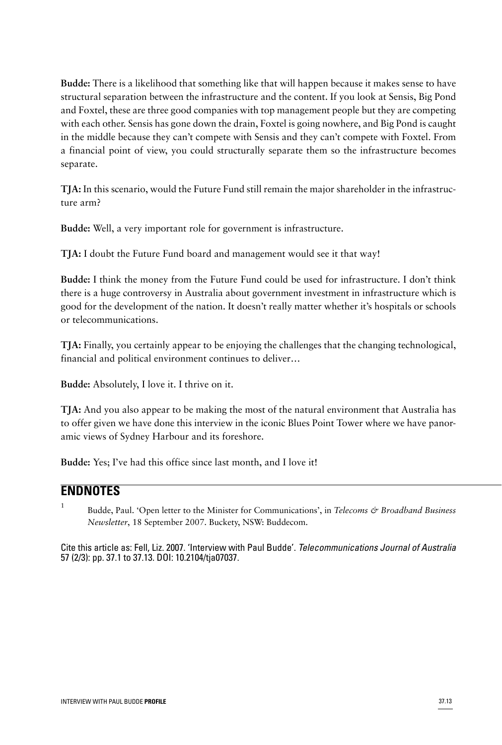**Budde:** There is a likelihood that something like that will happen because it makes sense to have structural separation between the infrastructure and the content. If you look at Sensis, Big Pond and Foxtel, these are three good companies with top management people but they are competing with each other. Sensis has gone down the drain, Foxtel is going nowhere, and Big Pond is caught in the middle because they can't compete with Sensis and they can't compete with Foxtel. From a financial point of view, you could structurally separate them so the infrastructure becomes separate.

**TJA:** In this scenario, would the Future Fund still remain the major shareholder in the infrastructure arm?

**Budde:** Well, a very important role for government is infrastructure.

**TJA:** I doubt the Future Fund board and management would see it that way!

**Budde:** I think the money from the Future Fund could be used for infrastructure. I don't think there is a huge controversy in Australia about government investment in infrastructure which is good for the development of the nation. It doesn't really matter whether it's hospitals or schools or telecommunications.

**TJA:** Finally, you certainly appear to be enjoying the challenges that the changing technological, financial and political environment continues to deliver…

**Budde:** Absolutely, I love it. I thrive on it.

**TJA:** And you also appear to be making the most of the natural environment that Australia has to offer given we have done this interview in the iconic Blues Point Tower where we have panoramic views of Sydney Harbour and its foreshore.

**Budde:** Yes; I've had this office since last month, and I love it!

## ENDNOTES

1. Budde, Paul. 'Open letter to the Minister for Communications', in *Telecoms & Broadband Business Newsletter*, 18 September 2007. Buckety, NSW: Buddecom.

Cite this article as: Fell, Liz. 2007. 'Interview with Paul Budde'. *Telecommunications Journal of Australia* 57 (2/3): pp. 37.1 to 37.13. DOI: 10.2104/tja07037.